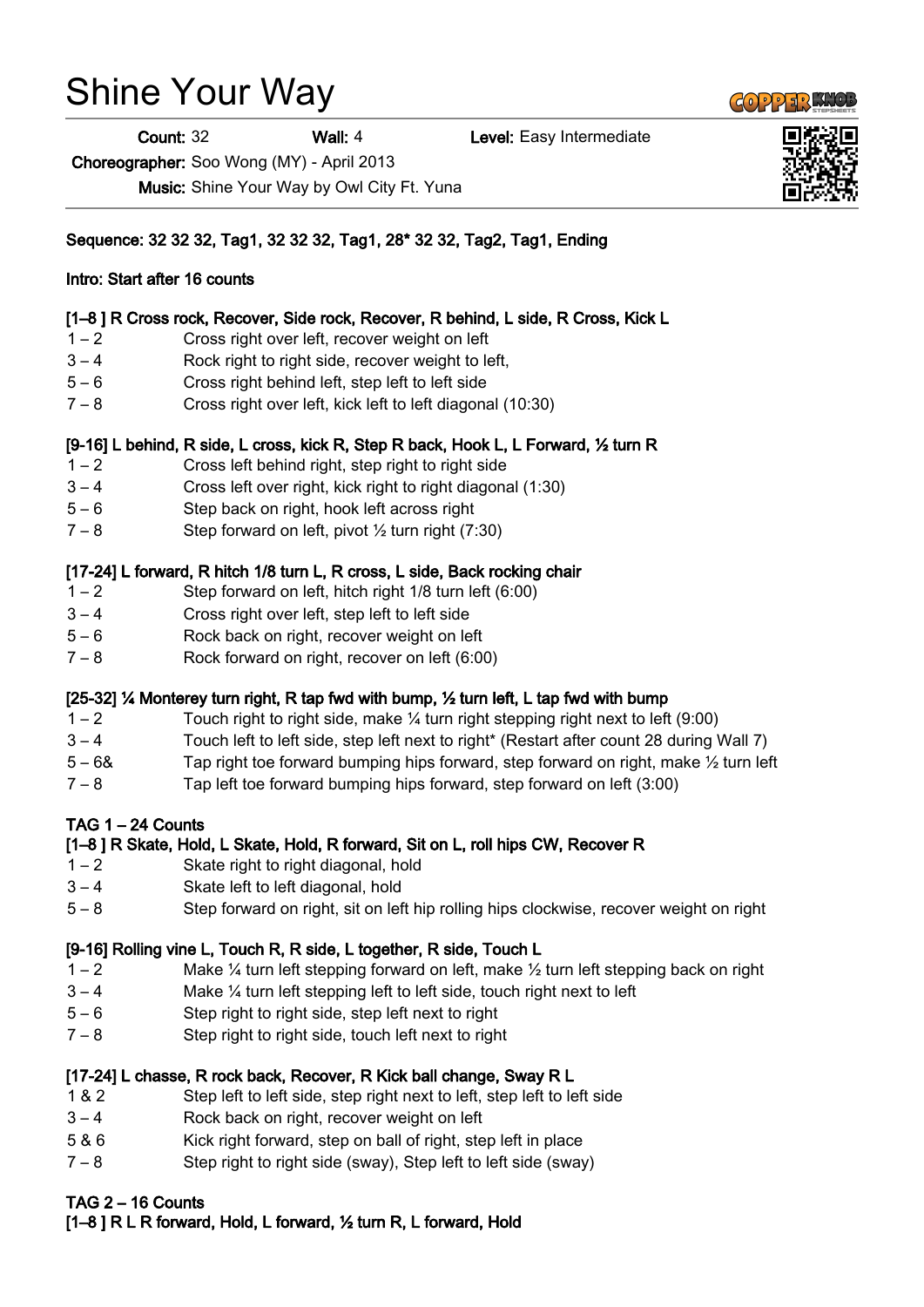# Shine Your Way

**Count:** 32 **Wall:** 4 **Level:** Easy Intermediate

**Choreographer:** Soo Wong (MY) - April 2013

**Music:** Shine Your Way by Owl City Ft. Yuna

**Sequence: 32 32 32, Tag1, 32 32 32, Tag1, 28* 32 32, Tag2, Tag1, Ending**

**Intro: Start after 16 counts**

**[1–8 ] R Cross rock, Recover, Side rock, Recover, R behind, L side, R Cross, Kick L**

1 – 2 Cross right over left, recover weight on left
3 – 4 Rock right to right side, recover weight to left,
5 – 6 Cross right behind left, step left to left side
7 – 8 Cross right over left, kick left to left diagonal (10:30)

**[9-16] L behind, R side, L cross, kick R, Step R back, Hook L, L Forward, ½ turn R**

1 – 2 Cross left behind right, step right to right side
3 – 4 Cross left over right, kick right to right diagonal (1:30)
5 – 6 Step back on right, hook left across right
7 – 8 Step forward on left, pivot ½ turn right (7:30)

**[17-24] L forward, R hitch 1/8 turn L, R cross, L side, Back rocking chair**

1 – 2 Step forward on left, hitch right 1/8 turn left (6:00)
3 – 4 Cross right over left, step left to left side
5 – 6 Rock back on right, recover weight on left
7 – 8 Rock forward on right, recover on left (6:00)

**[25-32] ¼ Monterey turn right, R tap fwd with bump, ½ turn left, L tap fwd with bump**

1 – 2 Touch right to right side, make ¼ turn right stepping right next to left (9:00)
3 – 4 Touch left to left side, step left next to right* (Restart after count 28 during Wall 7)
5 – 6& Tap right toe forward bumping hips forward, step forward on right, make ½ turn left
7 – 8 Tap left toe forward bumping hips forward, step forward on left (3:00)

**TAG 1 – 24 Counts**

**[1–8 ] R Skate, Hold, L Skate, Hold, R forward, Sit on L, roll hips CW, Recover R**

1 – 2 Skate right to right diagonal, hold
3 – 4 Skate left to left diagonal, hold
5 – 8 Step forward on right, sit on left hip rolling hips clockwise, recover weight on right

**[9-16] Rolling vine L, Touch R, R side, L together, R side, Touch L**

1 – 2 Make ¼ turn left stepping forward on left, make ½ turn left stepping back on right
3 – 4 Make ¼ turn left stepping left to left side, touch right next to left
5 – 6 Step right to right side, step left next to right
7 – 8 Step right to right side, touch left next to right

**[17-24] L chasse, R rock back, Recover, R Kick ball change, Sway R L**

1 & 2 Step left to left side, step right next to left, step left to left side
3 – 4 Rock back on right, recover weight on left
5 & 6 Kick right forward, step on ball of right, step left in place
7 – 8 Step right to right side (sway), Step left to left side (sway)

**TAG 2 – 16 Counts**

**[1–8 ] R L R forward, Hold, L forward, ½ turn R, L forward, Hold**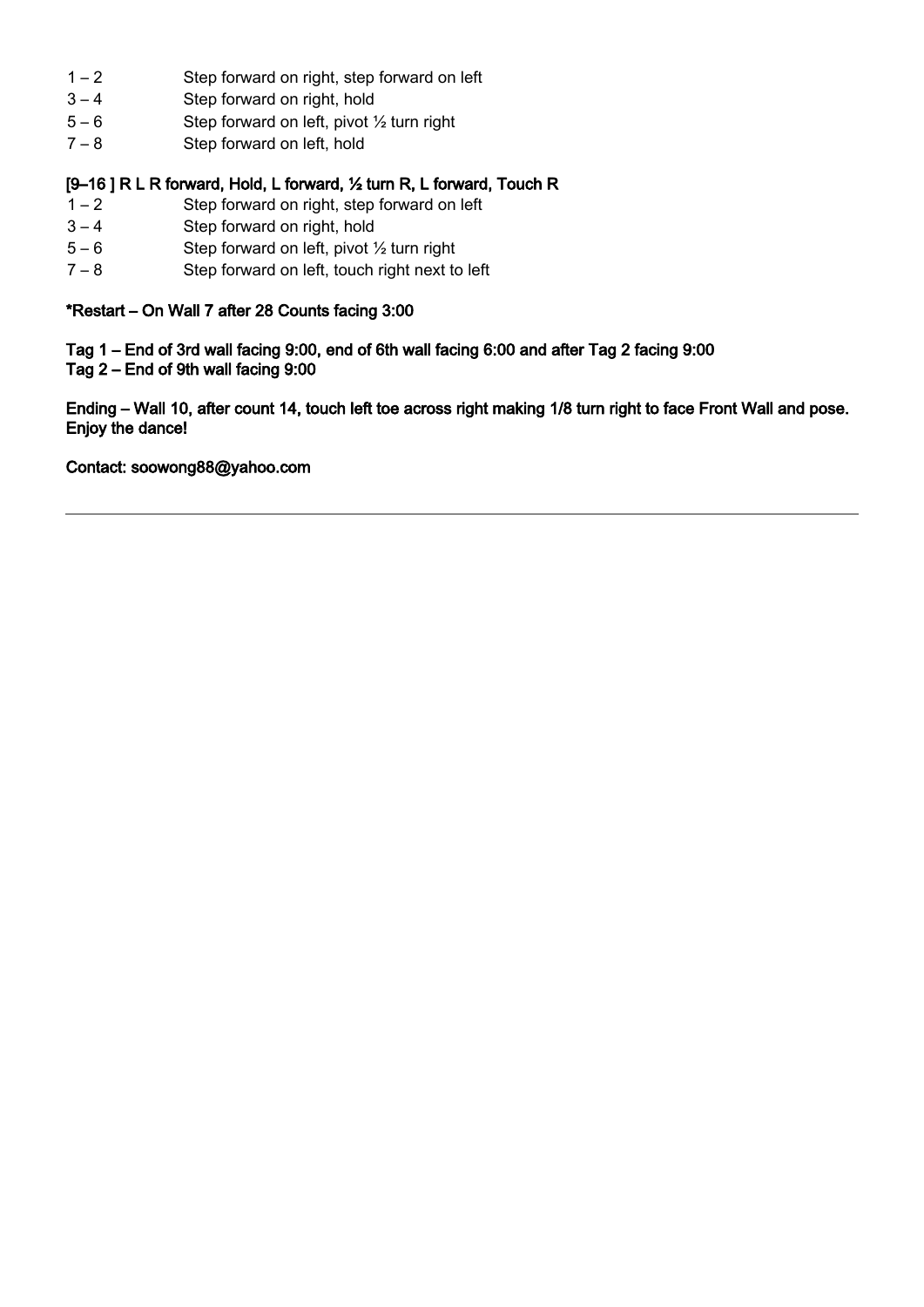1 – 2 Step forward on right, step forward on left
3 – 4 Step forward on right, hold
5 – 6 Step forward on left, pivot ½ turn right
7 – 8 Step forward on left, hold

**[9–16 ] R L R forward, Hold, L forward, ½ turn R, L forward, Touch R**

1 – 2 Step forward on right, step forward on left
3 – 4 Step forward on right, hold
5 – 6 Step forward on left, pivot ½ turn right
7 – 8 Step forward on left, touch right next to left

**\*Restart – On Wall 7 after 28 Counts facing 3:00**

**Tag 1 – End of 3rd wall facing 9:00, end of 6th wall facing 6:00 and after Tag 2 facing 9:00**
**Tag 2 – End of 9th wall facing 9:00**

**Ending – Wall 10, after count 14, touch left toe across right making 1/8 turn right to face Front Wall and pose.**
**Enjoy the dance!**

**Contact: soowong88@yahoo.com**

---